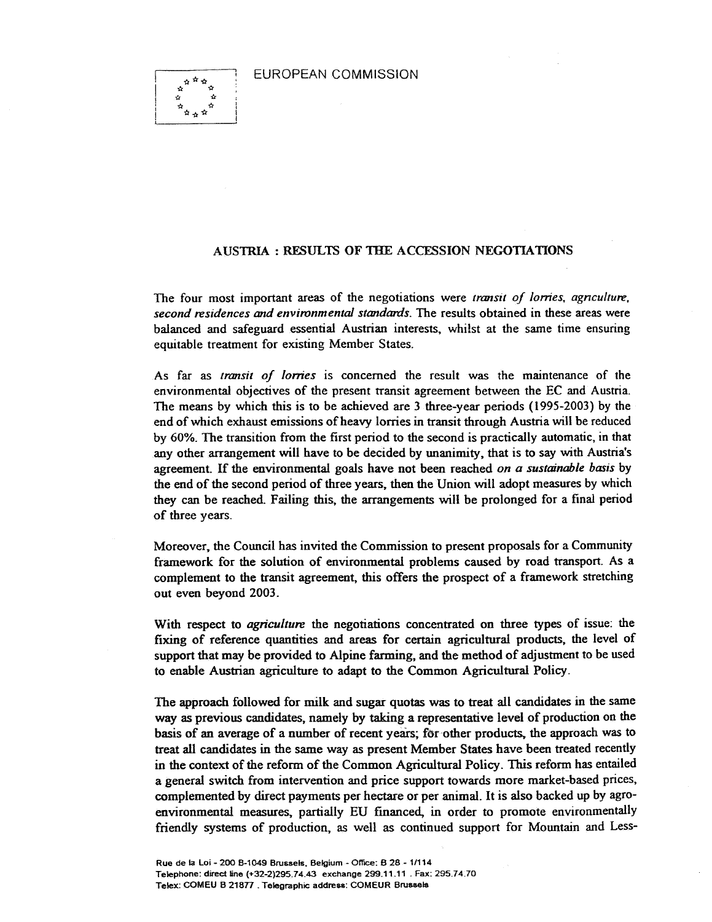EUROPEAN COMMISSION

## AUSTRIA : RESULTS OF THE ACCESSION NEGOTIATIONS

The four most important areas of the negotiations were *transit of lorries, agriculture, second residences and environmental standards*. The results obtained in these areas were balanced and safeguard essential Austrian interests, whilst at the same time ensuring equitable treatment for existing Member States.

As far as *transit of lorries* is concerned the result was the maintenance of the environmental objectives of the present transit agreement between the EC and Austria. The means by which this is to be achieved are 3 three-year periods (1995-2003) by the end of which exhaust emissions of heavy lorries in transit through Austria will be reduced by 60%. The transition from the first period to the second is practically automatic, in that any other arrangement will have to be decided by unanimity, that is to say with Austria's agreement. If the environmental goals have not been reached *on a sustainable basis* by the end of the second period of three years, then the Union will adopt measures by which they can be reached. Failing this, the arrangements will be prolonged for a final period of three years.

Moreover, the Council has invited the Commission to present proposals for a Community framework for the solution of environmental problems caused by road transport. As a complement to the transit agreement, this offers the prospect of a framework stretching out even beyond 2003.

With respect to *agriculture* the negotiations concentrated on three types of issue: the fixing of reference quantities and areas for certain agricultural products, the level of support that may be provided to Alpine farming, and the method of adjustment to be used to enable Austrian agriculture to adapt to the Common Agricultural Policy.

The approach followed for milk and sugar quotas was to treat all candidates in the same way as previous candidates, namely by taking a representative level of production on the basis of an average of a number of recent years; for other products, the approach was to treat all candidates in the same way as present Member States have been treated recently in the context of the reform of the Common Agricultural Policy. This reform has entailed a general switch from intervention and price support towards more market-based prices, complemented by direct payments per hectare or per animal. It is also backed up by agro-environmental measures, partially EU financed, in order to promote environmentally friendly systems of production, as well as continued support for Mountain and Less-

Rue de la Loi - 200 B-1049 Brussels, Belgium - Office: B 28 - 1/114
Telephone: direct line (+32-2)295.74.43 exchange 299.11.11 . Fax: 295.74.70
Telex: COMEU B 21877 . Telegraphic address: COMEUR Brussels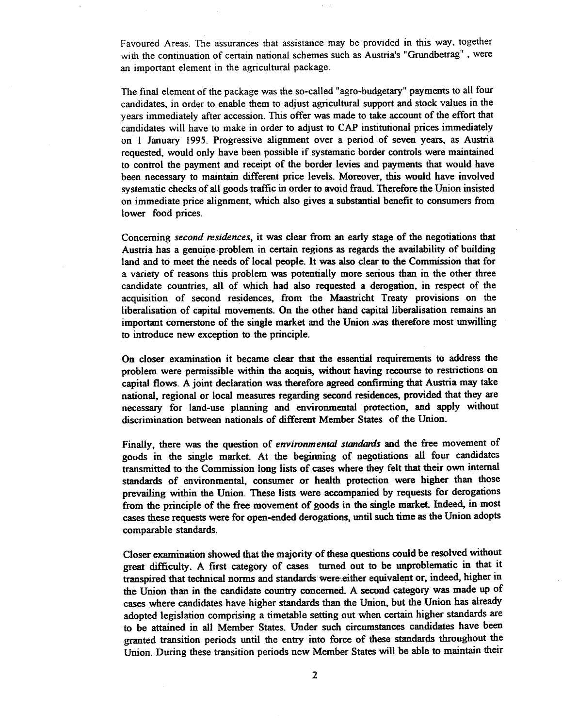Favoured Areas. The assurances that assistance may be provided in this way, together with the continuation of certain national schemes such as Austria's "Grundbetrag" , were an important element in the agricultural package.

The final element of the package was the so-called "agro-budgetary" payments to all four candidates, in order to enable them to adjust agricultural support and stock values in the years immediately after accession. This offer was made to take account of the effort that candidates will have to make in order to adjust to CAP institutional prices immediately on 1 January 1995. Progressive alignment over a period of seven years, as Austria requested, would only have been possible if systematic border controls were maintained to control the payment and receipt of the border levies and payments that would have been necessary to maintain different price levels. Moreover, this would have involved systematic checks of all goods traffic in order to avoid fraud. Therefore the Union insisted on immediate price alignment, which also gives a substantial benefit to consumers from lower food prices.

Concerning *second residences*, it was clear from an early stage of the negotiations that Austria has a genuine problem in certain regions as regards the availability of building land and to meet the needs of local people. It was also clear to the Commission that for a variety of reasons this problem was potentially more serious than in the other three candidate countries, all of which had also requested a derogation, in respect of the acquisition of second residences, from the Maastricht Treaty provisions on the liberalisation of capital movements. On the other hand capital liberalisation remains an important cornerstone of the single market and the Union was therefore most unwilling to introduce new exception to the principle.

On closer examination it became clear that the essential requirements to address the problem were permissible within the acquis, without having recourse to restrictions on capital flows. A joint declaration was therefore agreed confirming that Austria may take national, regional or local measures regarding second residences, provided that they are necessary for land-use planning and environmental protection, and apply without discrimination between nationals of different Member States of the Union.

Finally, there was the question of *environmental standards* and the free movement of goods in the single market. At the beginning of negotiations all four candidates transmitted to the Commission long lists of cases where they felt that their own internal standards of environmental, consumer or health protection were higher than those prevailing within the Union. These lists were accompanied by requests for derogations from the principle of the free movement of goods in the single market. Indeed, in most cases these requests were for open-ended derogations, until such time as the Union adopts comparable standards.

Closer examination showed that the majority of these questions could be resolved without great difficulty. A first category of cases turned out to be unproblematic in that it transpired that technical norms and standards were either equivalent or, indeed, higher in the Union than in the candidate country concerned. A second category was made up of cases where candidates have higher standards than the Union, but the Union has already adopted legislation comprising a timetable setting out when certain higher standards are to be attained in all Member States. Under such circumstances candidates have been granted transition periods until the entry into force of these standards throughout the Union. During these transition periods new Member States will be able to maintain their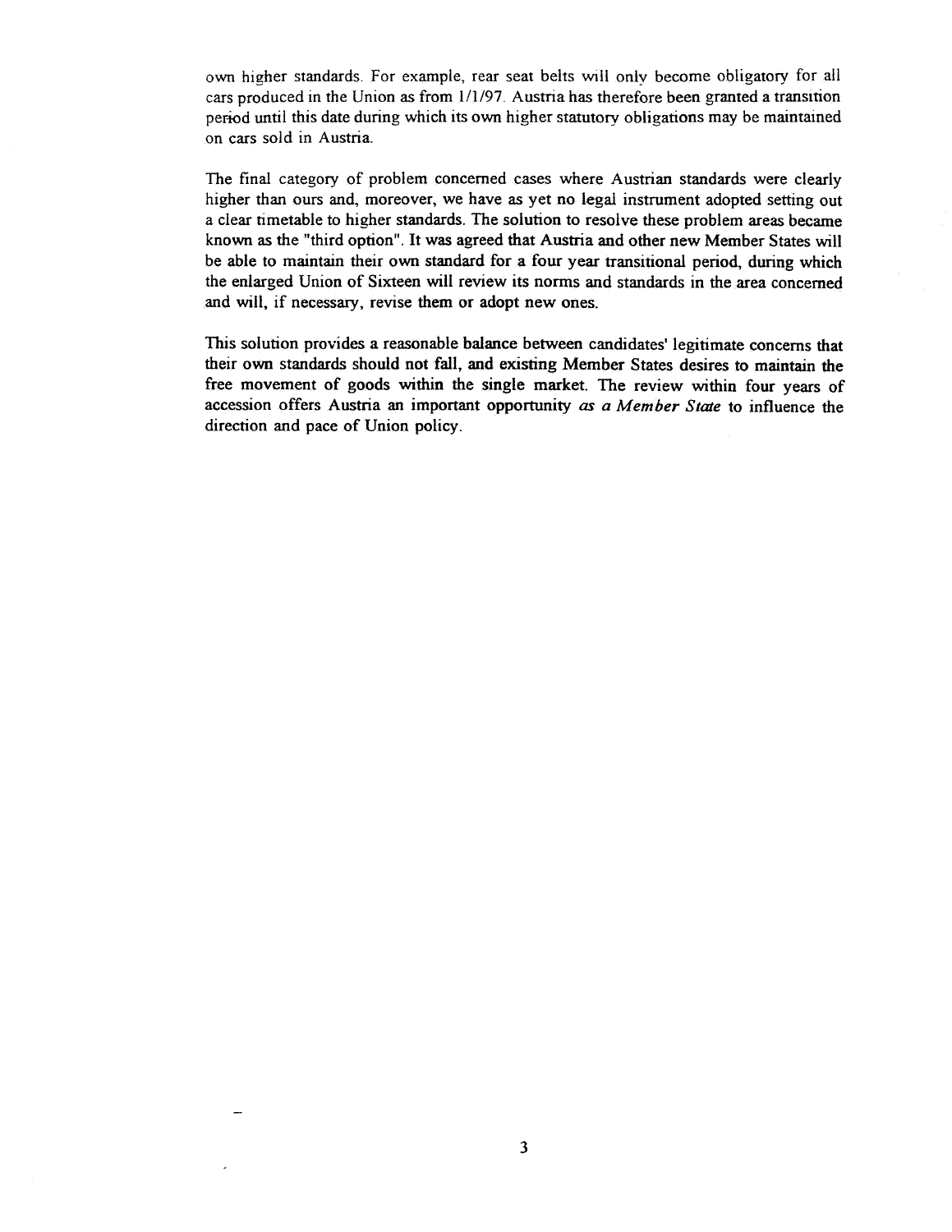own higher standards. For example, rear seat belts will only become obligatory for all cars produced in the Union as from 1/1/97. Austria has therefore been granted a transition period until this date during which its own higher statutory obligations may be maintained on cars sold in Austria.

The final category of problem concerned cases where Austrian standards were clearly higher than ours and, moreover, we have as yet no legal instrument adopted setting out a clear timetable to higher standards. The solution to resolve these problem areas became known as the "third option". It was agreed that Austria and other new Member States will be able to maintain their own standard for a four year transitional period, during which the enlarged Union of Sixteen will review its norms and standards in the area concerned and will, if necessary, revise them or adopt new ones.

This solution provides a reasonable balance between candidates' legitimate concerns that their own standards should not fall, and existing Member States desires to maintain the free movement of goods within the single market. The review within four years of accession offers Austria an important opportunity *as a Member State* to influence the direction and pace of Union policy.